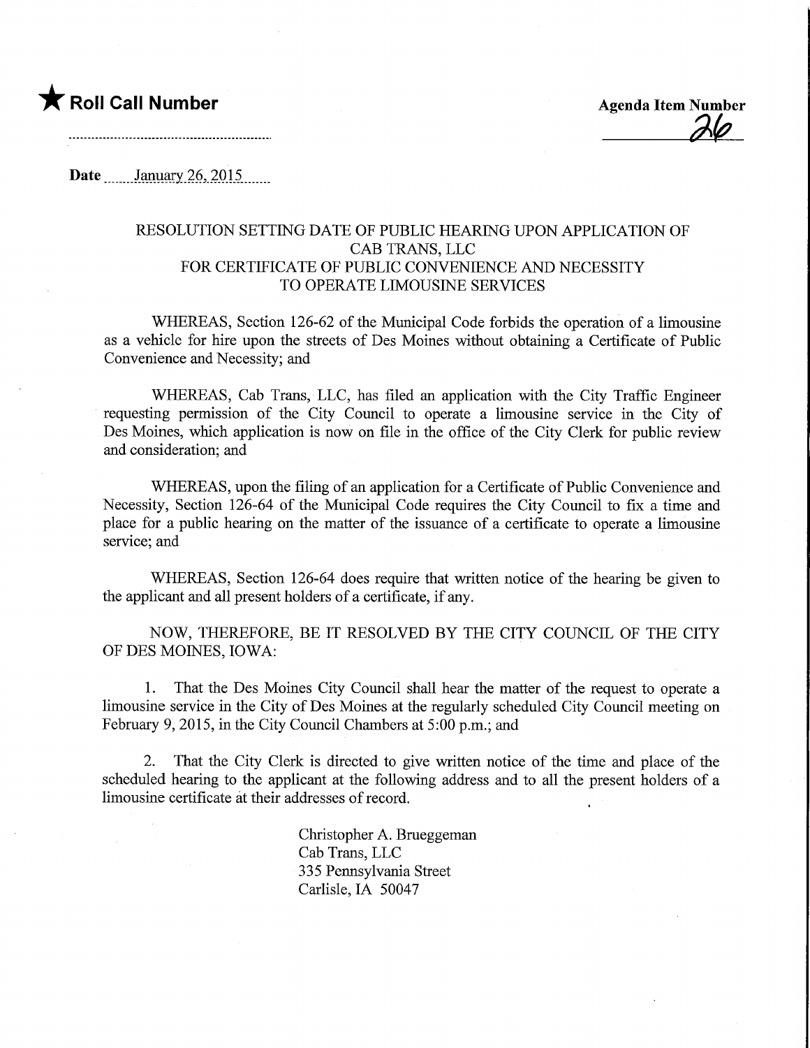★ **Roll Call Number**

**Agenda Item Number**
26

**Date** January 26, 2015

RESOLUTION SETTING DATE OF PUBLIC HEARING UPON APPLICATION OF CAB TRANS, LLC FOR CERTIFICATE OF PUBLIC CONVENIENCE AND NECESSITY TO OPERATE LIMOUSINE SERVICES

WHEREAS, Section 126-62 of the Municipal Code forbids the operation of a limousine as a vehicle for hire upon the streets of Des Moines without obtaining a Certificate of Public Convenience and Necessity; and

WHEREAS, Cab Trans, LLC, has filed an application with the City Traffic Engineer requesting permission of the City Council to operate a limousine service in the City of Des Moines, which application is now on file in the office of the City Clerk for public review and consideration; and

WHEREAS, upon the filing of an application for a Certificate of Public Convenience and Necessity, Section 126-64 of the Municipal Code requires the City Council to fix a time and place for a public hearing on the matter of the issuance of a certificate to operate a limousine service; and

WHEREAS, Section 126-64 does require that written notice of the hearing be given to the applicant and all present holders of a certificate, if any.

NOW, THEREFORE, BE IT RESOLVED BY THE CITY COUNCIL OF THE CITY OF DES MOINES, IOWA:

1. That the Des Moines City Council shall hear the matter of the request to operate a limousine service in the City of Des Moines at the regularly scheduled City Council meeting on February 9, 2015, in the City Council Chambers at 5:00 p.m.; and

2. That the City Clerk is directed to give written notice of the time and place of the scheduled hearing to the applicant at the following address and to all the present holders of a limousine certificate at their addresses of record.

Christopher A. Brueggeman
Cab Trans, LLC
335 Pennsylvania Street
Carlisle, IA 50047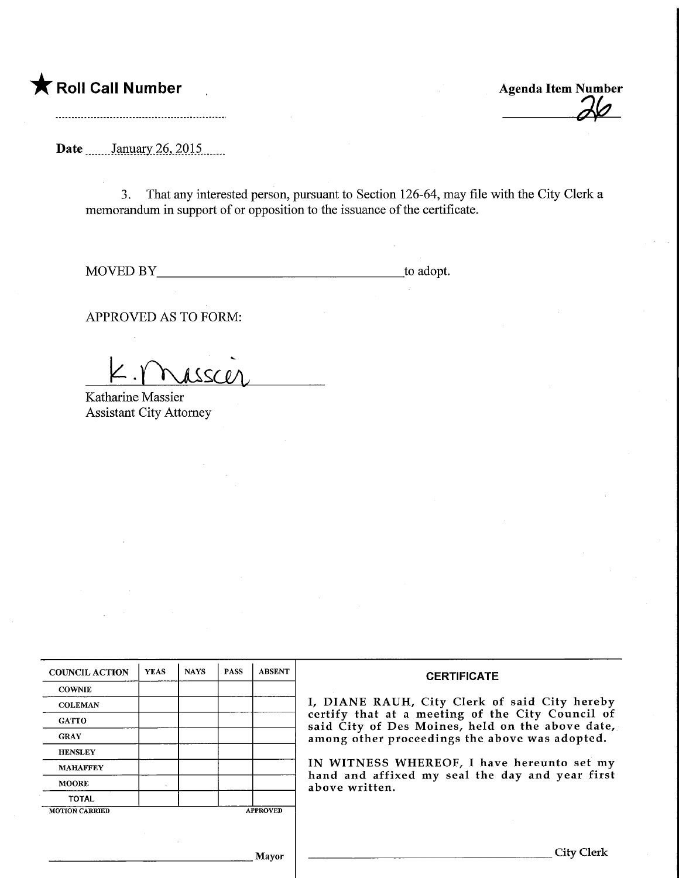★ **Roll Call Number**

**Agenda Item Number**
26

**Date** January 26, 2015

3. That any interested person, pursuant to Section 126-64, may file with the City Clerk a memorandum in support of or opposition to the issuance of the certificate.

MOVED BY\_\_\_\_\_\_\_\_\_\_\_\_\_\_\_\_\_\_\_\_\_\_\_\_\_\_\_\_\_\_\_\_\_\_\_\_to adopt.

APPROVED AS TO FORM:

K. Massier

Katharine Massier
Assistant City Attorney

| COUNCIL ACTION | YEAS | NAYS | PASS | ABSENT |
|---|---|---|---|---|
| COWNIE | | | | |
| COLEMAN | | | | |
| GATTO | | | | |
| GRAY | | | | |
| HENSLEY | | | | |
| MAHAFFEY | | | | |
| MOORE | | | | |
| TOTAL | | | | |
| MOTION CARRIED | | | | APPROVED |

\_\_\_\_\_\_\_\_\_\_\_\_\_\_\_\_\_\_\_\_\_\_\_\_\_\_\_\_\_\_\_\_ Mayor

**CERTIFICATE**

I, DIANE RAUH, City Clerk of said City hereby certify that at a meeting of the City Council of said City of Des Moines, held on the above date, among other proceedings the above was adopted.

IN WITNESS WHEREOF, I have hereunto set my hand and affixed my seal the day and year first above written.

\_\_\_\_\_\_\_\_\_\_\_\_\_\_\_\_\_\_\_\_\_\_\_\_\_\_\_\_\_\_\_\_ City Clerk